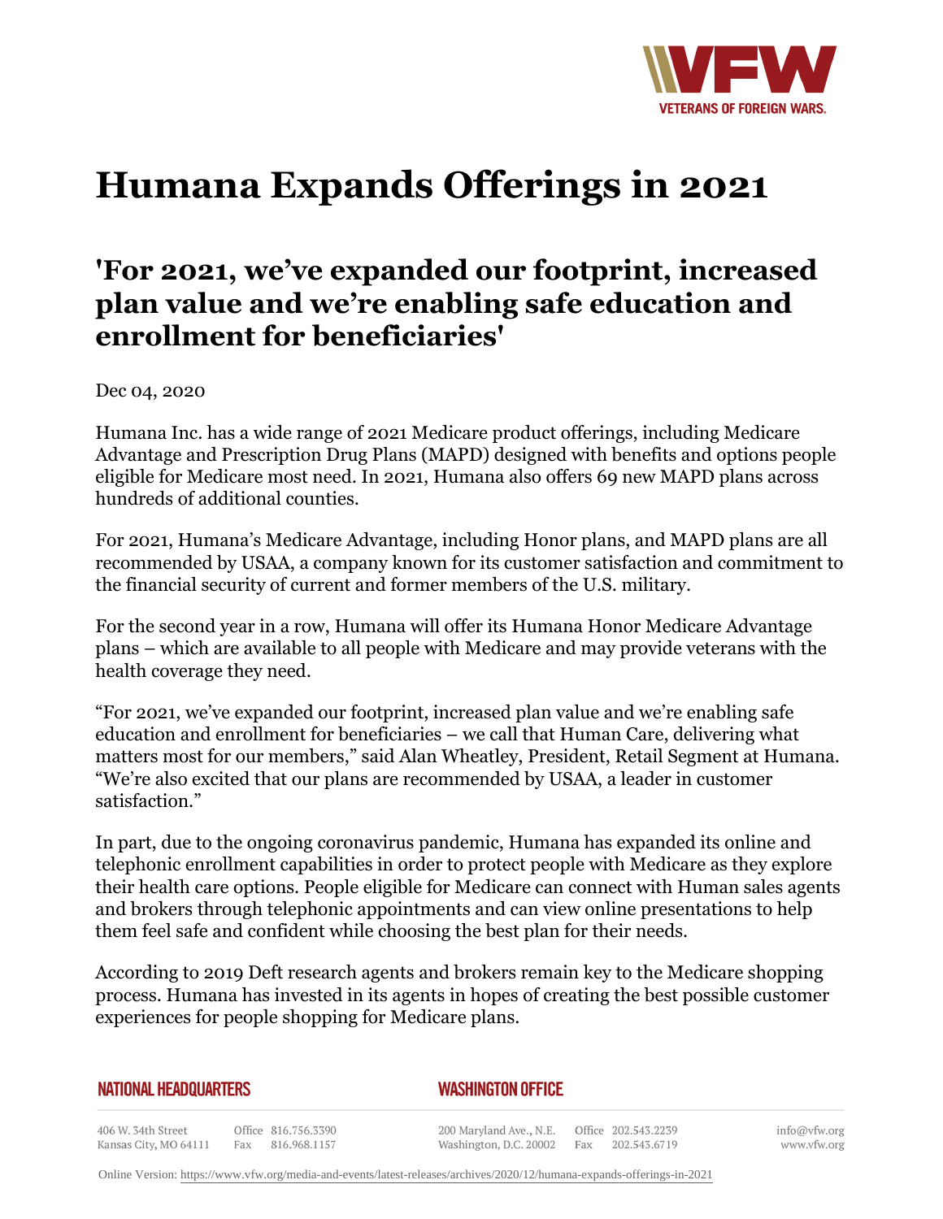# Humana Expands Offerings in 2021

## 'For 2021, we've expanded our footprint, increased plan value and we're enabling safe education and enrollment for beneficiaries'

Dec 04, 2020

Humana Inc. has a wide range of 2021 Medicare product offerings, including Medicare Advantage and Prescription Drug Plans (MAPD) designed with benefits and options people eligible for Medicare most need. In 2021, Humana also offers 69 new MAPD plans across hundreds of additional counties.

For 2021, Humana's Medicare Advantage, including Honor plans, and MAPD plans are all recommended by USAA, a company known for its customer satisfaction and commitment to the financial security of current and former members of the U.S. military.

For the second year in a row, Humana will offer its Humana Honor Medicare Advantage plans – which are available to all people with Medicare and may provide veterans with the health coverage they need.

"For 2021, we've expanded our footprint, increased plan value and we're enabling safe education and enrollment for beneficiaries – we call that Human Care, delivering what matters most for our members," said Alan Wheatley, President, Retail Segment at Humana. "We're also excited that our plans are recommended by USAA, a leader in customer satisfaction."

In part, due to the ongoing coronavirus pandemic, Humana has expanded its online and telephonic enrollment capabilities in order to protect people with Medicare as they explore their health care options. People eligible for Medicare can connect with Human sales agents and brokers through telephonic appointments and can view online presentations to help them feel safe and confident while choosing the best plan for their needs.

According to 2019 Deft research agents and brokers remain key to the Medicare shopping process. Humana has invested in its agents in hopes of creating the best possible customer experiences for people shopping for Medicare plans.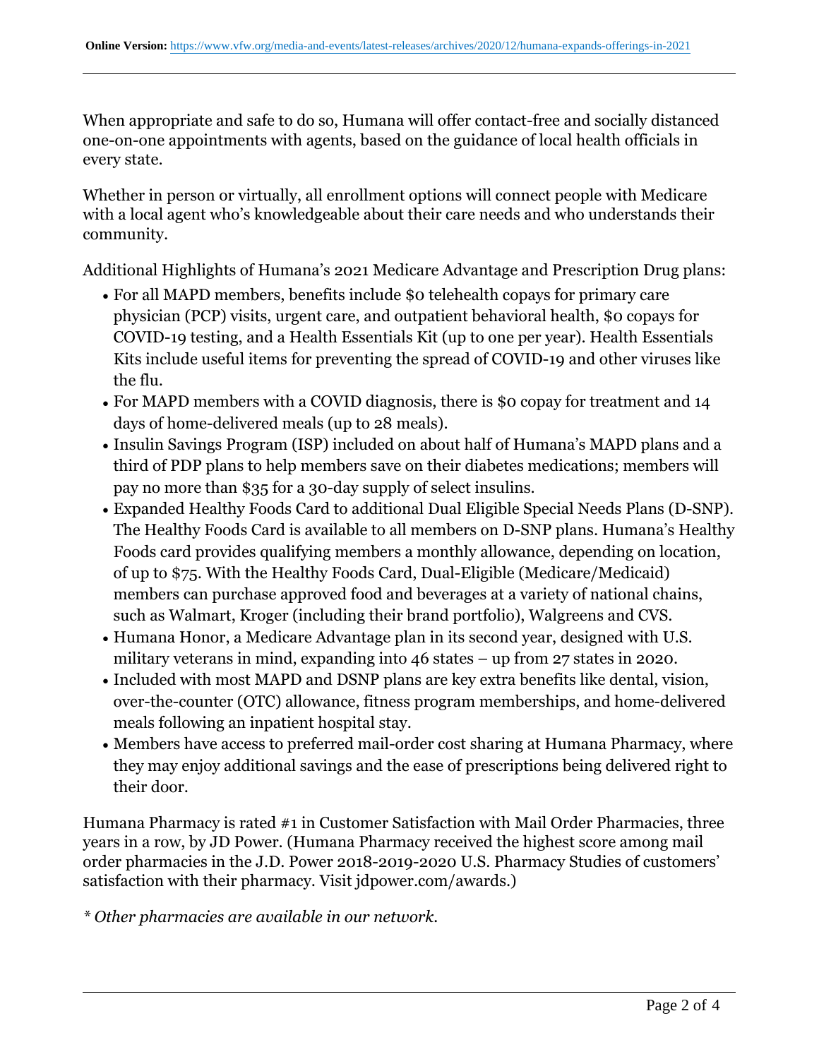When appropriate and safe to do so, Humana will offer contact-free and socially distanced one-on-one appointments with agents, based on the guidance of local health officials in every state.

Whether in person or virtually, all enrollment options will connect people with Medicare with a local agent who's knowledgeable about their care needs and who understands their community.

Additional Highlights of Humana's 2021 Medicare Advantage and Prescription Drug plans:

- For all MAPD members, benefits include $0 telehealth copays for primary care physician (PCP) visits, urgent care, and outpatient behavioral health, $0 copays for COVID-19 testing, and a Health Essentials Kit (up to one per year). Health Essentials Kits include useful items for preventing the spread of COVID-19 and other viruses like the flu.
- For MAPD members with a COVID diagnosis, there is $0 copay for treatment and 14 days of home-delivered meals (up to 28 meals).
- Insulin Savings Program (ISP) included on about half of Humana's MAPD plans and a third of PDP plans to help members save on their diabetes medications; members will pay no more than $35 for a 30-day supply of select insulins.
- Expanded Healthy Foods Card to additional Dual Eligible Special Needs Plans (D-SNP). The Healthy Foods Card is available to all members on D-SNP plans. Humana's Healthy Foods card provides qualifying members a monthly allowance, depending on location, of up to $75. With the Healthy Foods Card, Dual-Eligible (Medicare/Medicaid) members can purchase approved food and beverages at a variety of national chains, such as Walmart, Kroger (including their brand portfolio), Walgreens and CVS.
- Humana Honor, a Medicare Advantage plan in its second year, designed with U.S. military veterans in mind, expanding into 46 states – up from 27 states in 2020.
- Included with most MAPD and DSNP plans are key extra benefits like dental, vision, over-the-counter (OTC) allowance, fitness program memberships, and home-delivered meals following an inpatient hospital stay.
- Members have access to preferred mail-order cost sharing at Humana Pharmacy, where they may enjoy additional savings and the ease of prescriptions being delivered right to their door.

Humana Pharmacy is rated #1 in Customer Satisfaction with Mail Order Pharmacies, three years in a row, by JD Power. (Humana Pharmacy received the highest score among mail order pharmacies in the J.D. Power 2018-2019-2020 U.S. Pharmacy Studies of customers' satisfaction with their pharmacy. Visit jdpower.com/awards.)

*\* Other pharmacies are available in our network.*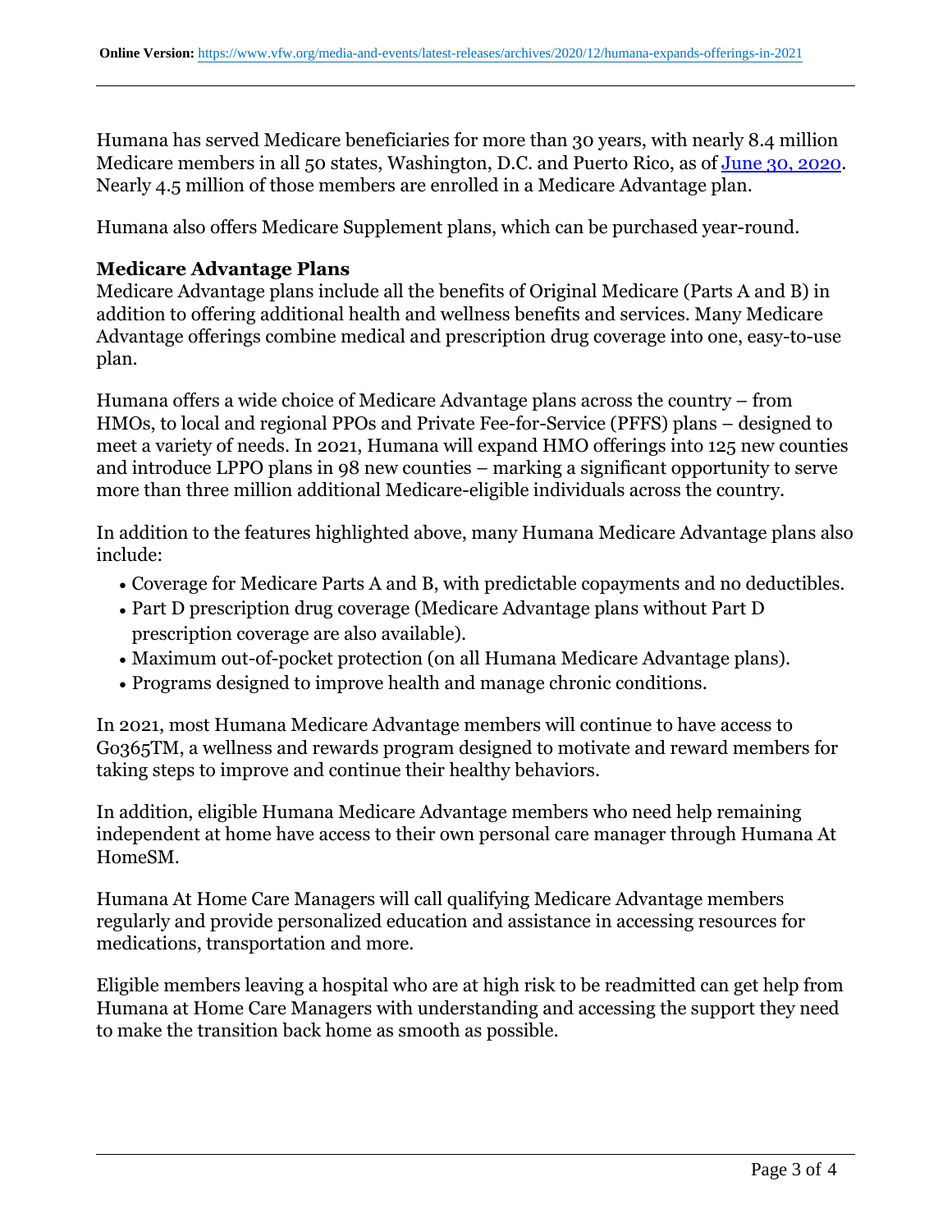Humana has served Medicare beneficiaries for more than 30 years, with nearly 8.4 million Medicare members in all 50 states, Washington, D.C. and Puerto Rico, as of [June 30, 2020](). Nearly 4.5 million of those members are enrolled in a Medicare Advantage plan.

Humana also offers Medicare Supplement plans, which can be purchased year-round.

**Medicare Advantage Plans**

Medicare Advantage plans include all the benefits of Original Medicare (Parts A and B) in addition to offering additional health and wellness benefits and services. Many Medicare Advantage offerings combine medical and prescription drug coverage into one, easy-to-use plan.

Humana offers a wide choice of Medicare Advantage plans across the country – from HMOs, to local and regional PPOs and Private Fee-for-Service (PFFS) plans – designed to meet a variety of needs. In 2021, Humana will expand HMO offerings into 125 new counties and introduce LPPO plans in 98 new counties – marking a significant opportunity to serve more than three million additional Medicare-eligible individuals across the country.

In addition to the features highlighted above, many Humana Medicare Advantage plans also include:

- Coverage for Medicare Parts A and B, with predictable copayments and no deductibles.
- Part D prescription drug coverage (Medicare Advantage plans without Part D prescription coverage are also available).
- Maximum out-of-pocket protection (on all Humana Medicare Advantage plans).
- Programs designed to improve health and manage chronic conditions.

In 2021, most Humana Medicare Advantage members will continue to have access to Go365TM, a wellness and rewards program designed to motivate and reward members for taking steps to improve and continue their healthy behaviors.

In addition, eligible Humana Medicare Advantage members who need help remaining independent at home have access to their own personal care manager through Humana At HomeSM.

Humana At Home Care Managers will call qualifying Medicare Advantage members regularly and provide personalized education and assistance in accessing resources for medications, transportation and more.

Eligible members leaving a hospital who are at high risk to be readmitted can get help from Humana at Home Care Managers with understanding and accessing the support they need to make the transition back home as smooth as possible.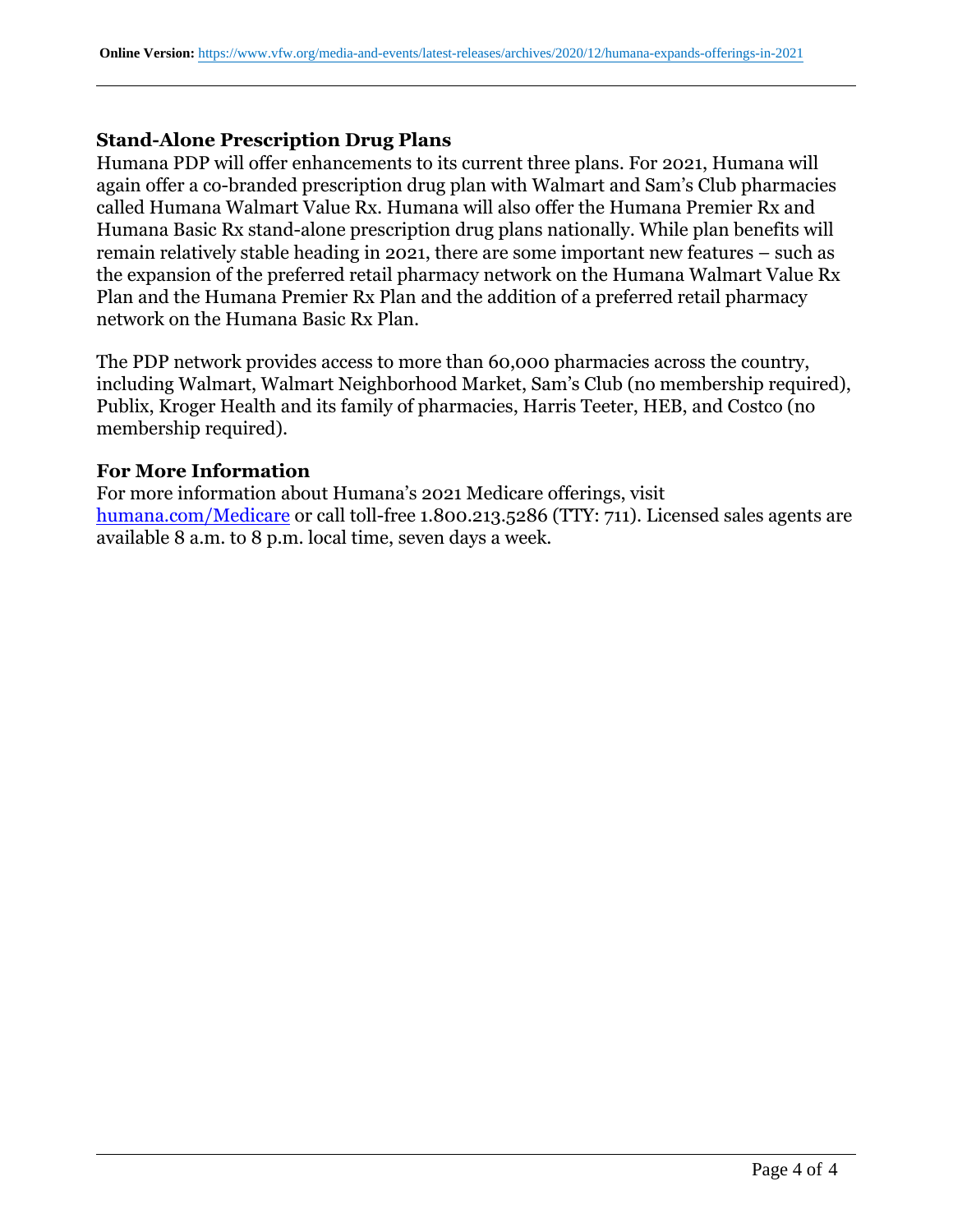### Stand-Alone Prescription Drug Plans

Humana PDP will offer enhancements to its current three plans. For 2021, Humana will again offer a co-branded prescription drug plan with Walmart and Sam's Club pharmacies called Humana Walmart Value Rx. Humana will also offer the Humana Premier Rx and Humana Basic Rx stand-alone prescription drug plans nationally. While plan benefits will remain relatively stable heading in 2021, there are some important new features – such as the expansion of the preferred retail pharmacy network on the Humana Walmart Value Rx Plan and the Humana Premier Rx Plan and the addition of a preferred retail pharmacy network on the Humana Basic Rx Plan.

The PDP network provides access to more than 60,000 pharmacies across the country, including Walmart, Walmart Neighborhood Market, Sam's Club (no membership required), Publix, Kroger Health and its family of pharmacies, Harris Teeter, HEB, and Costco (no membership required).

### For More Information

For more information about Humana's 2021 Medicare offerings, visit [humana.com/Medicare](humana.com/Medicare) or call toll-free 1.800.213.5286 (TTY: 711). Licensed sales agents are available 8 a.m. to 8 p.m. local time, seven days a week.